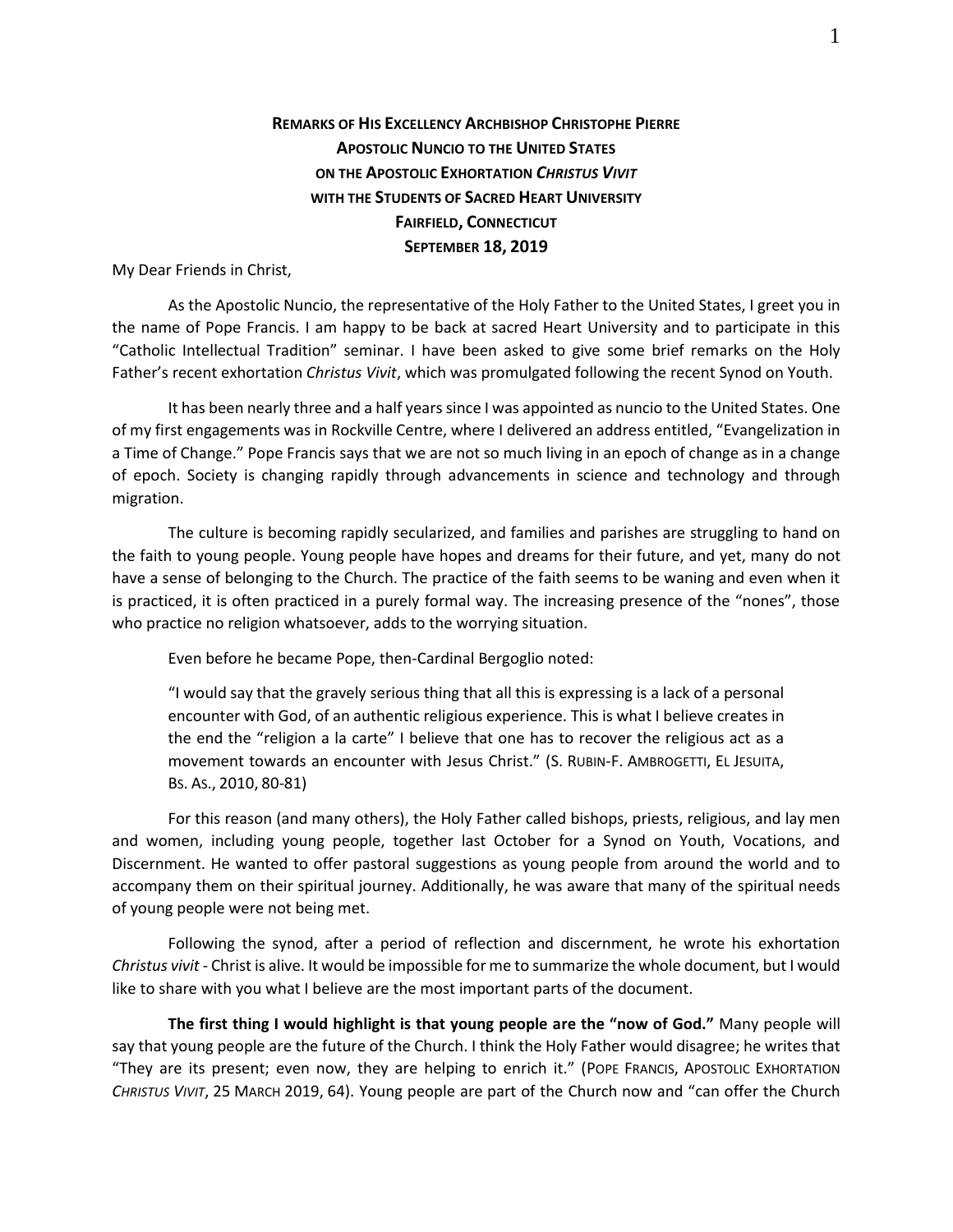**REMARKS OF HIS EXCELLENCY ARCHBISHOP CHRISTOPHE PIERRE**
**APOSTOLIC NUNCIO TO THE UNITED STATES**
**ON THE APOSTOLIC EXHORTATION *CHRISTUS VIVIT***
**WITH THE STUDENTS OF SACRED HEART UNIVERSITY**
**FAIRFIELD, CONNECTICUT**
**SEPTEMBER 18, 2019**

My Dear Friends in Christ,

As the Apostolic Nuncio, the representative of the Holy Father to the United States, I greet you in the name of Pope Francis. I am happy to be back at sacred Heart University and to participate in this "Catholic Intellectual Tradition" seminar. I have been asked to give some brief remarks on the Holy Father's recent exhortation *Christus Vivit*, which was promulgated following the recent Synod on Youth.

It has been nearly three and a half years since I was appointed as nuncio to the United States. One of my first engagements was in Rockville Centre, where I delivered an address entitled, "Evangelization in a Time of Change." Pope Francis says that we are not so much living in an epoch of change as in a change of epoch. Society is changing rapidly through advancements in science and technology and through migration.

The culture is becoming rapidly secularized, and families and parishes are struggling to hand on the faith to young people. Young people have hopes and dreams for their future, and yet, many do not have a sense of belonging to the Church. The practice of the faith seems to be waning and even when it is practiced, it is often practiced in a purely formal way. The increasing presence of the "nones", those who practice no religion whatsoever, adds to the worrying situation.

Even before he became Pope, then-Cardinal Bergoglio noted:

> "I would say that the gravely serious thing that all this is expressing is a lack of a personal encounter with God, of an authentic religious experience. This is what I believe creates in the end the "religion a la carte" I believe that one has to recover the religious act as a movement towards an encounter with Jesus Christ." (S. RUBIN-F. AMBROGETTI, EL JESUITA, BS. AS., 2010, 80-81)

For this reason (and many others), the Holy Father called bishops, priests, religious, and lay men and women, including young people, together last October for a Synod on Youth, Vocations, and Discernment. He wanted to offer pastoral suggestions as young people from around the world and to accompany them on their spiritual journey. Additionally, he was aware that many of the spiritual needs of young people were not being met.

Following the synod, after a period of reflection and discernment, he wrote his exhortation *Christus vivit* - Christ is alive. It would be impossible for me to summarize the whole document, but I would like to share with you what I believe are the most important parts of the document.

**The first thing I would highlight is that young people are the "now of God."** Many people will say that young people are the future of the Church. I think the Holy Father would disagree; he writes that "They are its present; even now, they are helping to enrich it." (POPE FRANCIS, APOSTOLIC EXHORTATION *CHRISTUS VIVIT*, 25 MARCH 2019, 64). Young people are part of the Church now and "can offer the Church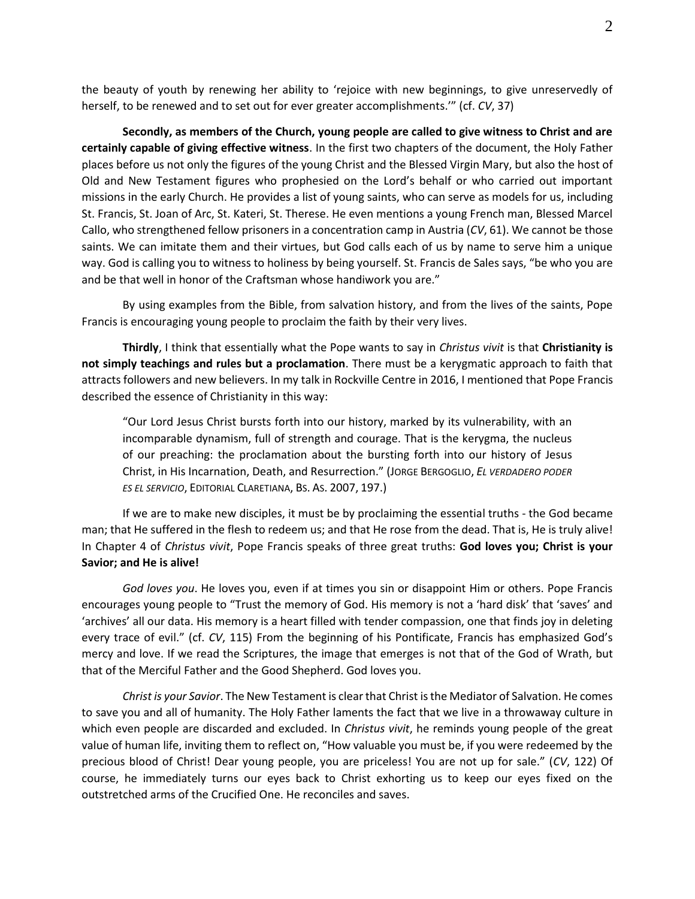the beauty of youth by renewing her ability to 'rejoice with new beginnings, to give unreservedly of herself, to be renewed and to set out for ever greater accomplishments.'" (cf. *CV*, 37)

**Secondly, as members of the Church, young people are called to give witness to Christ and are certainly capable of giving effective witness**. In the first two chapters of the document, the Holy Father places before us not only the figures of the young Christ and the Blessed Virgin Mary, but also the host of Old and New Testament figures who prophesied on the Lord's behalf or who carried out important missions in the early Church. He provides a list of young saints, who can serve as models for us, including St. Francis, St. Joan of Arc, St. Kateri, St. Therese. He even mentions a young French man, Blessed Marcel Callo, who strengthened fellow prisoners in a concentration camp in Austria (*CV*, 61). We cannot be those saints. We can imitate them and their virtues, but God calls each of us by name to serve him a unique way. God is calling you to witness to holiness by being yourself. St. Francis de Sales says, "be who you are and be that well in honor of the Craftsman whose handiwork you are."

By using examples from the Bible, from salvation history, and from the lives of the saints, Pope Francis is encouraging young people to proclaim the faith by their very lives.

**Thirdly**, I think that essentially what the Pope wants to say in *Christus vivit* is that **Christianity is not simply teachings and rules but a proclamation**. There must be a kerygmatic approach to faith that attracts followers and new believers. In my talk in Rockville Centre in 2016, I mentioned that Pope Francis described the essence of Christianity in this way:

> "Our Lord Jesus Christ bursts forth into our history, marked by its vulnerability, with an incomparable dynamism, full of strength and courage. That is the kerygma, the nucleus of our preaching: the proclamation about the bursting forth into our history of Jesus Christ, in His Incarnation, Death, and Resurrection." (JORGE BERGOGLIO, *EL VERDADERO PODER ES EL SERVICIO*, EDITORIAL CLARETIANA, BS. AS. 2007, 197.)

If we are to make new disciples, it must be by proclaiming the essential truths - the God became man; that He suffered in the flesh to redeem us; and that He rose from the dead. That is, He is truly alive! In Chapter 4 of *Christus vivit*, Pope Francis speaks of three great truths: **God loves you; Christ is your Savior; and He is alive!**

*God loves you*. He loves you, even if at times you sin or disappoint Him or others. Pope Francis encourages young people to "Trust the memory of God. His memory is not a 'hard disk' that 'saves' and 'archives' all our data. His memory is a heart filled with tender compassion, one that finds joy in deleting every trace of evil." (cf. *CV*, 115) From the beginning of his Pontificate, Francis has emphasized God's mercy and love. If we read the Scriptures, the image that emerges is not that of the God of Wrath, but that of the Merciful Father and the Good Shepherd. God loves you.

*Christ is your Savior*. The New Testament is clear that Christ is the Mediator of Salvation. He comes to save you and all of humanity. The Holy Father laments the fact that we live in a throwaway culture in which even people are discarded and excluded. In *Christus vivit*, he reminds young people of the great value of human life, inviting them to reflect on, "How valuable you must be, if you were redeemed by the precious blood of Christ! Dear young people, you are priceless! You are not up for sale." (*CV*, 122) Of course, he immediately turns our eyes back to Christ exhorting us to keep our eyes fixed on the outstretched arms of the Crucified One. He reconciles and saves.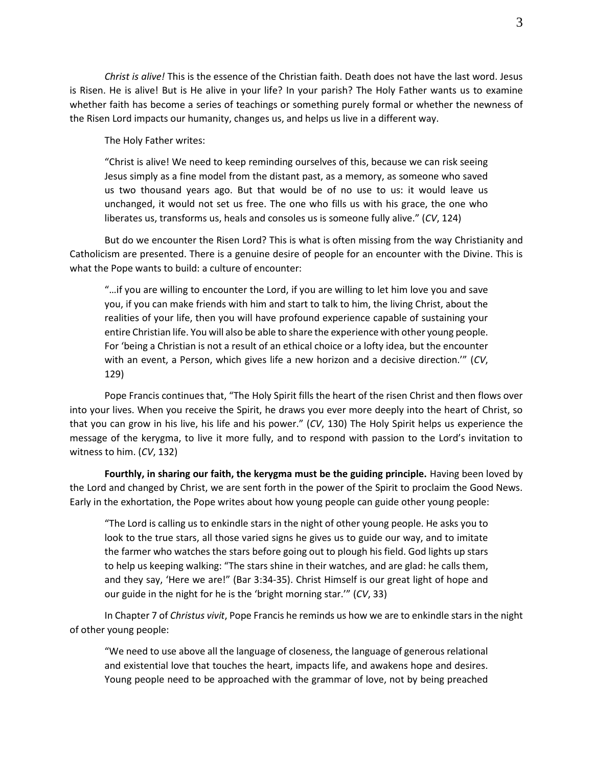*Christ is alive!* This is the essence of the Christian faith. Death does not have the last word. Jesus is Risen. He is alive! But is He alive in your life? In your parish? The Holy Father wants us to examine whether faith has become a series of teachings or something purely formal or whether the newness of the Risen Lord impacts our humanity, changes us, and helps us live in a different way.

The Holy Father writes:

> "Christ is alive! We need to keep reminding ourselves of this, because we can risk seeing Jesus simply as a fine model from the distant past, as a memory, as someone who saved us two thousand years ago. But that would be of no use to us: it would leave us unchanged, it would not set us free. The one who fills us with his grace, the one who liberates us, transforms us, heals and consoles us is someone fully alive." (*CV*, 124)

But do we encounter the Risen Lord? This is what is often missing from the way Christianity and Catholicism are presented. There is a genuine desire of people for an encounter with the Divine. This is what the Pope wants to build: a culture of encounter:

> "…if you are willing to encounter the Lord, if you are willing to let him love you and save you, if you can make friends with him and start to talk to him, the living Christ, about the realities of your life, then you will have profound experience capable of sustaining your entire Christian life. You will also be able to share the experience with other young people. For 'being a Christian is not a result of an ethical choice or a lofty idea, but the encounter with an event, a Person, which gives life a new horizon and a decisive direction.'" (*CV*, 129)

Pope Francis continues that, "The Holy Spirit fills the heart of the risen Christ and then flows over into your lives. When you receive the Spirit, he draws you ever more deeply into the heart of Christ, so that you can grow in his live, his life and his power." (*CV*, 130) The Holy Spirit helps us experience the message of the kerygma, to live it more fully, and to respond with passion to the Lord's invitation to witness to him. (*CV*, 132)

**Fourthly, in sharing our faith, the kerygma must be the guiding principle.** Having been loved by the Lord and changed by Christ, we are sent forth in the power of the Spirit to proclaim the Good News. Early in the exhortation, the Pope writes about how young people can guide other young people:

> "The Lord is calling us to enkindle stars in the night of other young people. He asks you to look to the true stars, all those varied signs he gives us to guide our way, and to imitate the farmer who watches the stars before going out to plough his field. God lights up stars to help us keeping walking: "The stars shine in their watches, and are glad: he calls them, and they say, 'Here we are!" (Bar 3:34-35). Christ Himself is our great light of hope and our guide in the night for he is the 'bright morning star.'" (*CV*, 33)

In Chapter 7 of *Christus vivit*, Pope Francis he reminds us how we are to enkindle stars in the night of other young people:

> "We need to use above all the language of closeness, the language of generous relational and existential love that touches the heart, impacts life, and awakens hope and desires. Young people need to be approached with the grammar of love, not by being preached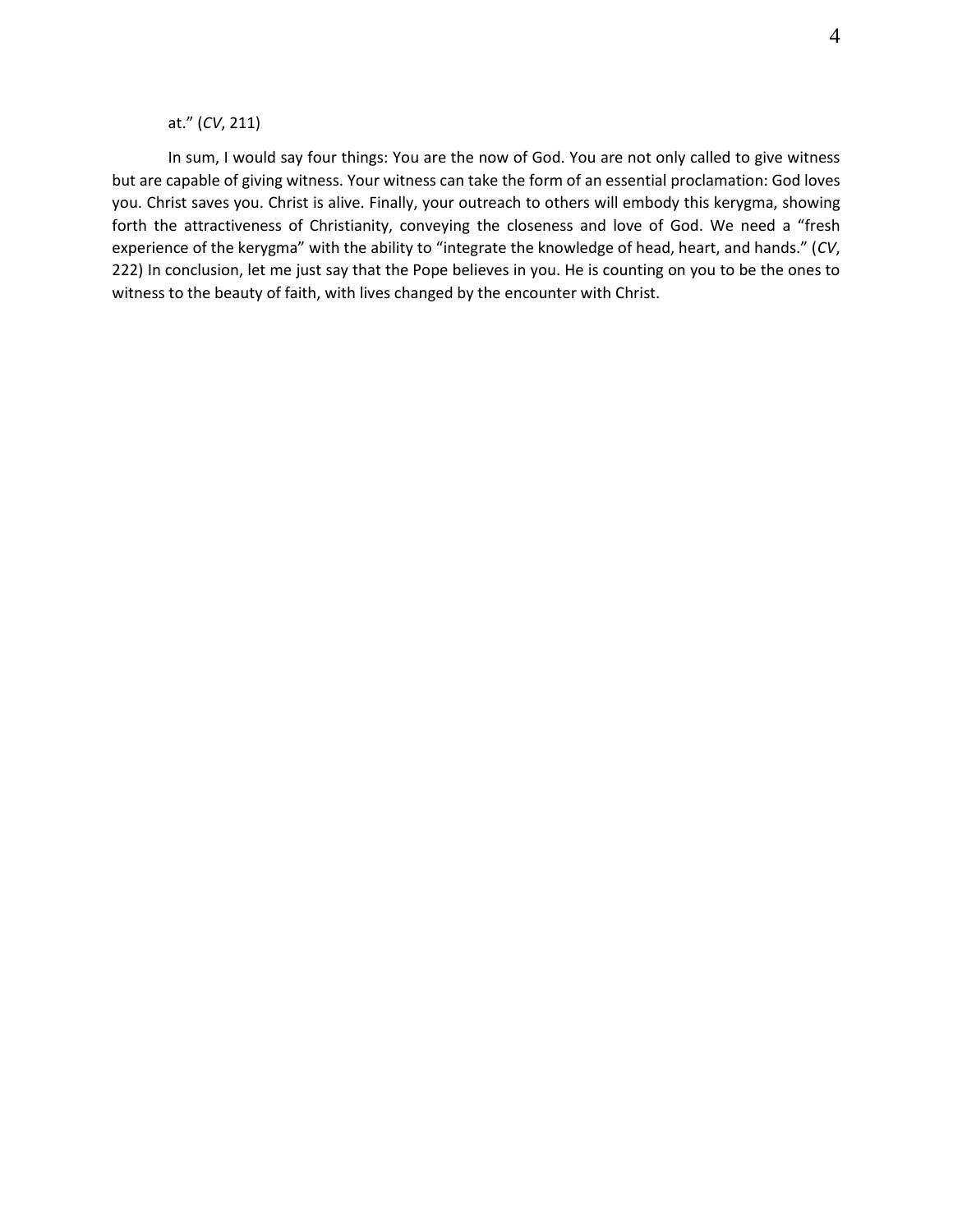at." (*CV*, 211)

In sum, I would say four things: You are the now of God. You are not only called to give witness but are capable of giving witness. Your witness can take the form of an essential proclamation: God loves you. Christ saves you. Christ is alive. Finally, your outreach to others will embody this kerygma, showing forth the attractiveness of Christianity, conveying the closeness and love of God. We need a "fresh experience of the kerygma" with the ability to "integrate the knowledge of head, heart, and hands." (*CV*, 222) In conclusion, let me just say that the Pope believes in you. He is counting on you to be the ones to witness to the beauty of faith, with lives changed by the encounter with Christ.